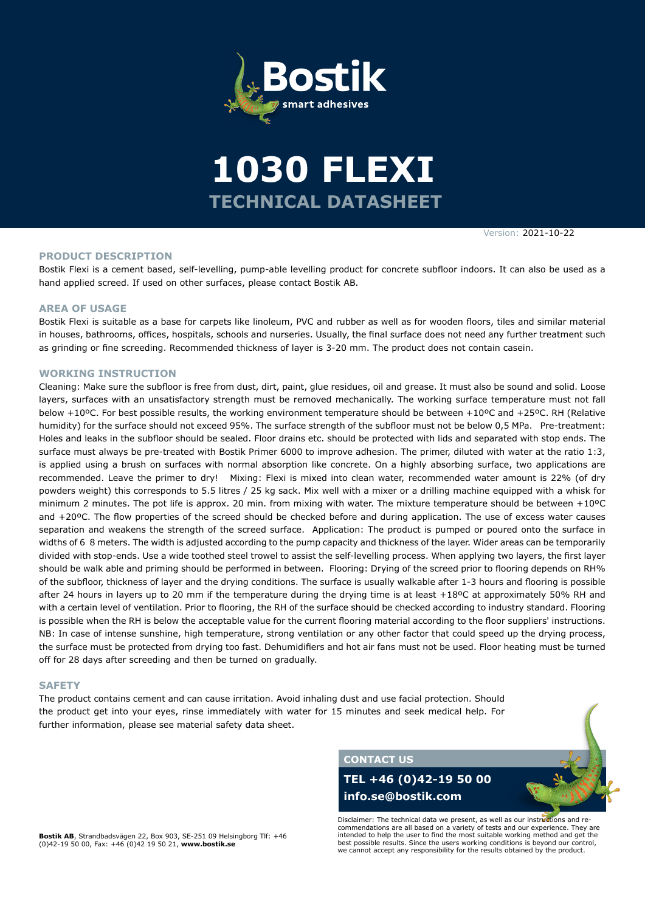# 1030 FLEXI

## TECHNICAL DATASHEET

Version: 2021-10-22

### PRODUCT DESCRIPTION

Bostik Flexi is a cement based, self-levelling, pump-able levelling product for concrete subfloor indoors. It can also be used as a hand applied screed. If used on other surfaces, please contact Bostik AB.

### AREA OF USAGE

Bostik Flexi is suitable as a base for carpets like linoleum, PVC and rubber as well as for wooden floors, tiles and similar material in houses, bathrooms, offices, hospitals, schools and nurseries. Usually, the final surface does not need any further treatment such as grinding or fine screeding. Recommended thickness of layer is 3-20 mm. The product does not contain casein.

### WORKING INSTRUCTION

Cleaning: Make sure the subfloor is free from dust, dirt, paint, glue residues, oil and grease. It must also be sound and solid. Loose layers, surfaces with an unsatisfactory strength must be removed mechanically. The working surface temperature must not fall below +10ºC. For best possible results, the working environment temperature should be between +10ºC and +25ºC. RH (Relative humidity) for the surface should not exceed 95%. The surface strength of the subfloor must not be below 0,5 MPa. Pre-treatment: Holes and leaks in the subfloor should be sealed. Floor drains etc. should be protected with lids and separated with stop ends. The surface must always be pre-treated with Bostik Primer 6000 to improve adhesion. The primer, diluted with water at the ratio 1:3, is applied using a brush on surfaces with normal absorption like concrete. On a highly absorbing surface, two applications are recommended. Leave the primer to dry! Mixing: Flexi is mixed into clean water, recommended water amount is 22% (of dry powders weight) this corresponds to 5.5 litres / 25 kg sack. Mix well with a mixer or a drilling machine equipped with a whisk for minimum 2 minutes. The pot life is approx. 20 min. from mixing with water. The mixture temperature should be between +10ºC and +20ºC. The flow properties of the screed should be checked before and during application. The use of excess water causes separation and weakens the strength of the screed surface. Application: The product is pumped or poured onto the surface in widths of 6 8 meters. The width is adjusted according to the pump capacity and thickness of the layer. Wider areas can be temporarily divided with stop-ends. Use a wide toothed steel trowel to assist the self-levelling process. When applying two layers, the first layer should be walk able and priming should be performed in between. Flooring: Drying of the screed prior to flooring depends on RH% of the subfloor, thickness of layer and the drying conditions. The surface is usually walkable after 1-3 hours and flooring is possible after 24 hours in layers up to 20 mm if the temperature during the drying time is at least +18ºC at approximately 50% RH and with a certain level of ventilation. Prior to flooring, the RH of the surface should be checked according to industry standard. Flooring is possible when the RH is below the acceptable value for the current flooring material according to the floor suppliers' instructions. NB: In case of intense sunshine, high temperature, strong ventilation or any other factor that could speed up the drying process, the surface must be protected from drying too fast. Dehumidifiers and hot air fans must not be used. Floor heating must be turned off for 28 days after screeding and then be turned on gradually.

### SAFETY

The product contains cement and can cause irritation. Avoid inhaling dust and use facial protection. Should the product get into your eyes, rinse immediately with water for 15 minutes and seek medical help. For further information, please see material safety data sheet.

### CONTACT US

**TEL +46 (0)42-19 50 00**
**info.se@bostik.com**

Disclaimer: The technical data we present, as well as our instructions and re-commendations are all based on a variety of tests and our experience. They are intended to help the user to find the most suitable working method and get the best possible results. Since the users working conditions is beyond our control, we cannot accept any responsibility for the results obtained by the product.

**Bostik AB**, Strandbadsvägen 22, Box 903, SE-251 09 Helsingborg Tlf: +46 (0)42-19 50 00, Fax: +46 (0)42 19 50 21, **www.bostik.se**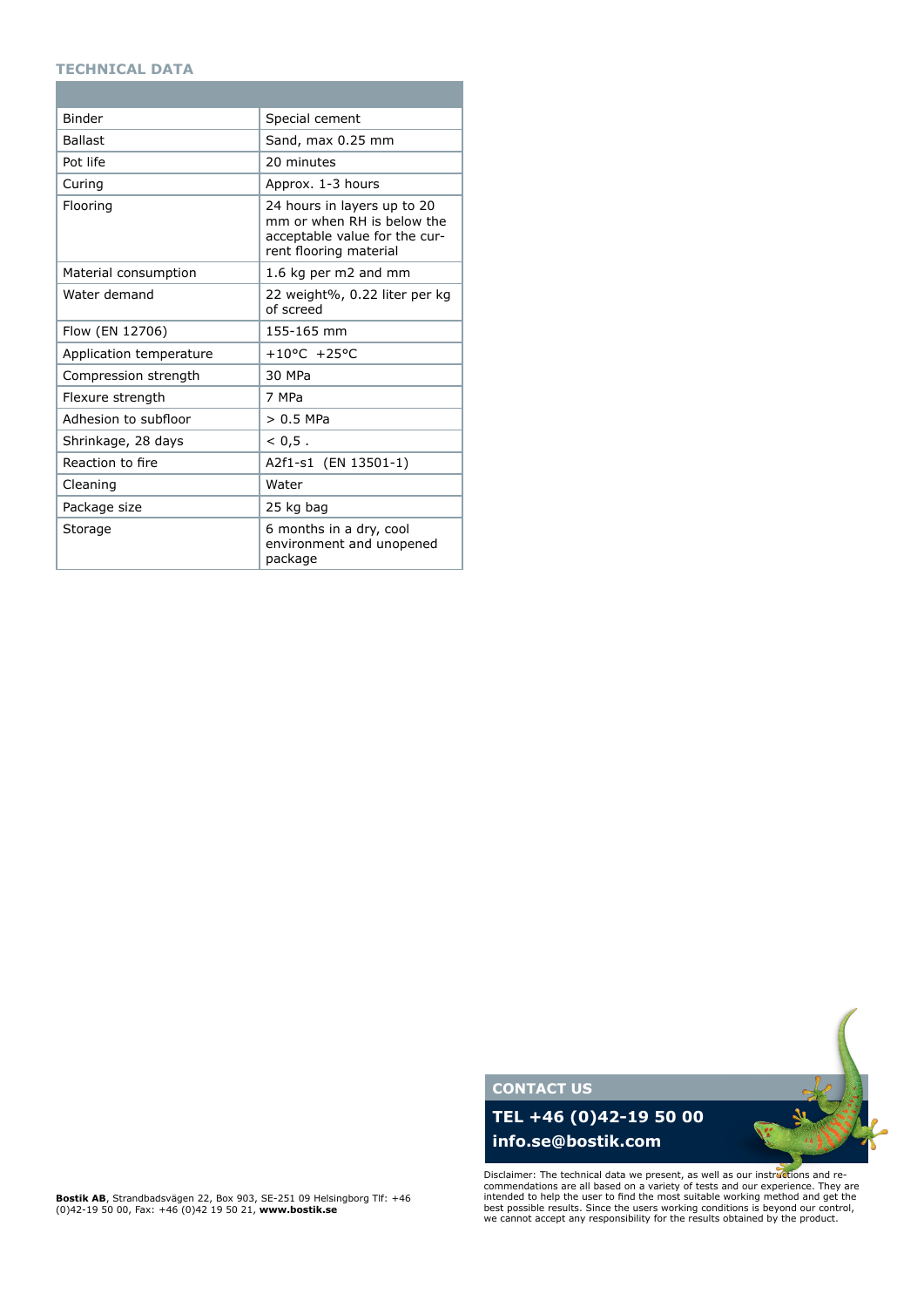## TECHNICAL DATA

| | |
|---|---|
| Binder | Special cement |
| Ballast | Sand, max 0.25 mm |
| Pot life | 20 minutes |
| Curing | Approx. 1-3 hours |
| Flooring | 24 hours in layers up to 20 mm or when RH is below the acceptable value for the current flooring material |
| Material consumption | 1.6 kg per m2 and mm |
| Water demand | 22 weight%, 0.22 liter per kg of screed |
| Flow (EN 12706) | 155-165 mm |
| Application temperature | +10°C  +25°C |
| Compression strength | 30 MPa |
| Flexure strength | 7 MPa |
| Adhesion to subfloor | > 0.5 MPa |
| Shrinkage, 28 days | < 0,5 . |
| Reaction to fire | A2f1-s1  (EN 13501-1) |
| Cleaning | Water |
| Package size | 25 kg bag |
| Storage | 6 months in a dry, cool environment and unopened package |

**CONTACT US**

**TEL +46 (0)42-19 50 00**

**info.se@bostik.com**

Disclaimer: The technical data we present, as well as our instructions and recommendations are all based on a variety of tests and our experience. They are intended to help the user to find the most suitable working method and get the best possible results. Since the users working conditions is beyond our control, we cannot accept any responsibility for the results obtained by the product.

**Bostik AB**, Strandbadsvägen 22, Box 903, SE-251 09 Helsingborg Tlf: +46 (0)42-19 50 00, Fax: +46 (0)42 19 50 21, **www.bostik.se**